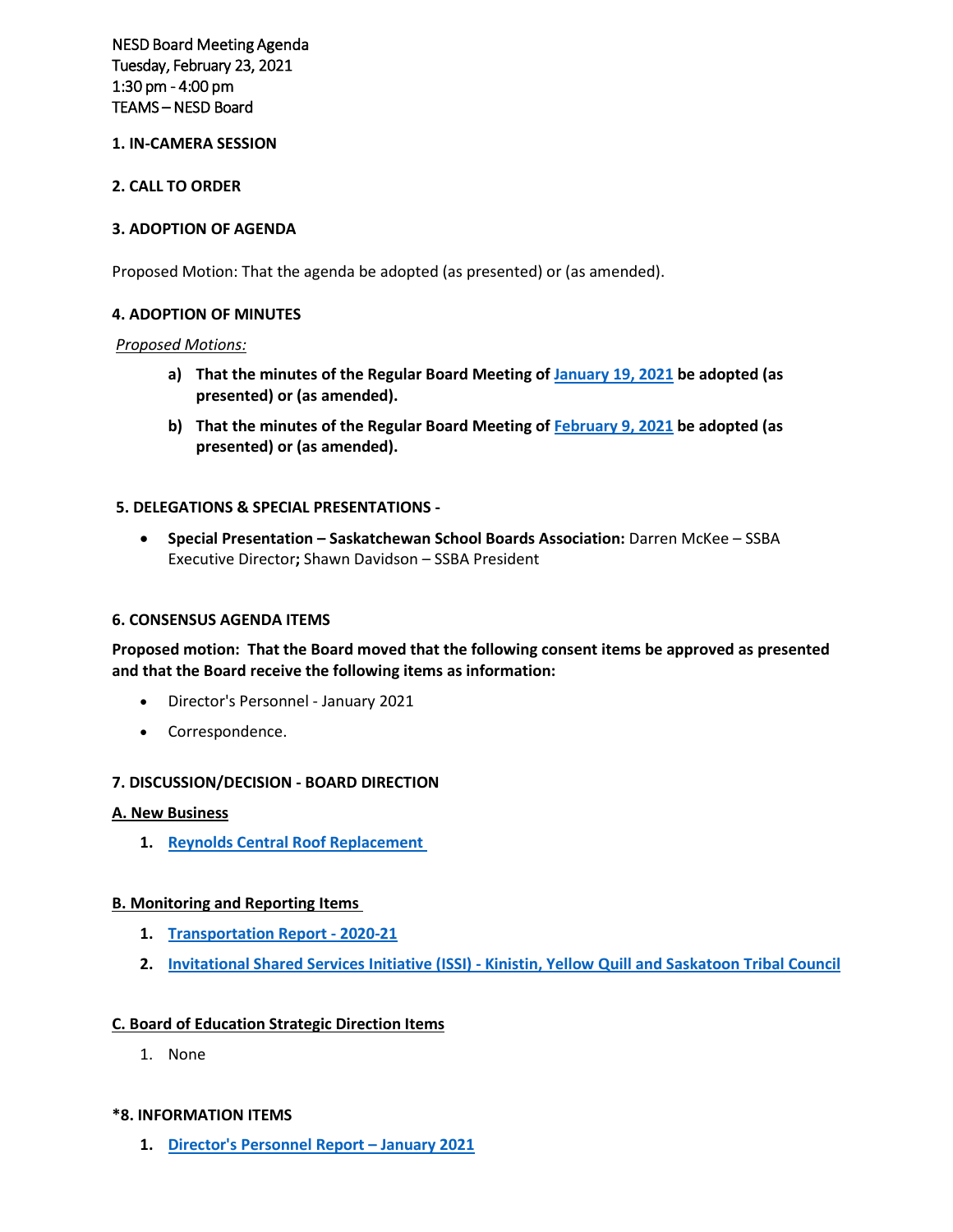NESD Board Meeting Agenda
Tuesday, February 23, 2021
1:30 pm - 4:00 pm
TEAMS – NESD Board

**1. IN-CAMERA SESSION**

**2. CALL TO ORDER**

**3. ADOPTION OF AGENDA**

Proposed Motion: That the agenda be adopted (as presented) or (as amended).

**4. ADOPTION OF MINUTES**

*Proposed Motions:*

a) **That the minutes of the Regular Board Meeting of January 19, 2021 be adopted (as presented) or (as amended).**

b) **That the minutes of the Regular Board Meeting of February 9, 2021 be adopted (as presented) or (as amended).**

**5. DELEGATIONS & SPECIAL PRESENTATIONS -**

- **Special Presentation – Saskatchewan School Boards Association:** Darren McKee – SSBA Executive Director**;** Shawn Davidson – SSBA President

**6. CONSENSUS AGENDA ITEMS**

**Proposed motion: That the Board moved that the following consent items be approved as presented and that the Board receive the following items as information:**

- Director's Personnel - January 2021
- Correspondence.

**7. DISCUSSION/DECISION - BOARD DIRECTION**

**A. New Business**

1. **Reynolds Central Roof Replacement**

**B. Monitoring and Reporting Items**

1. **Transportation Report - 2020-21**
2. **Invitational Shared Services Initiative (ISSI) - Kinistin, Yellow Quill and Saskatoon Tribal Council**

**C. Board of Education Strategic Direction Items**

1. None

***8. INFORMATION ITEMS**

1. **Director's Personnel Report – January 2021**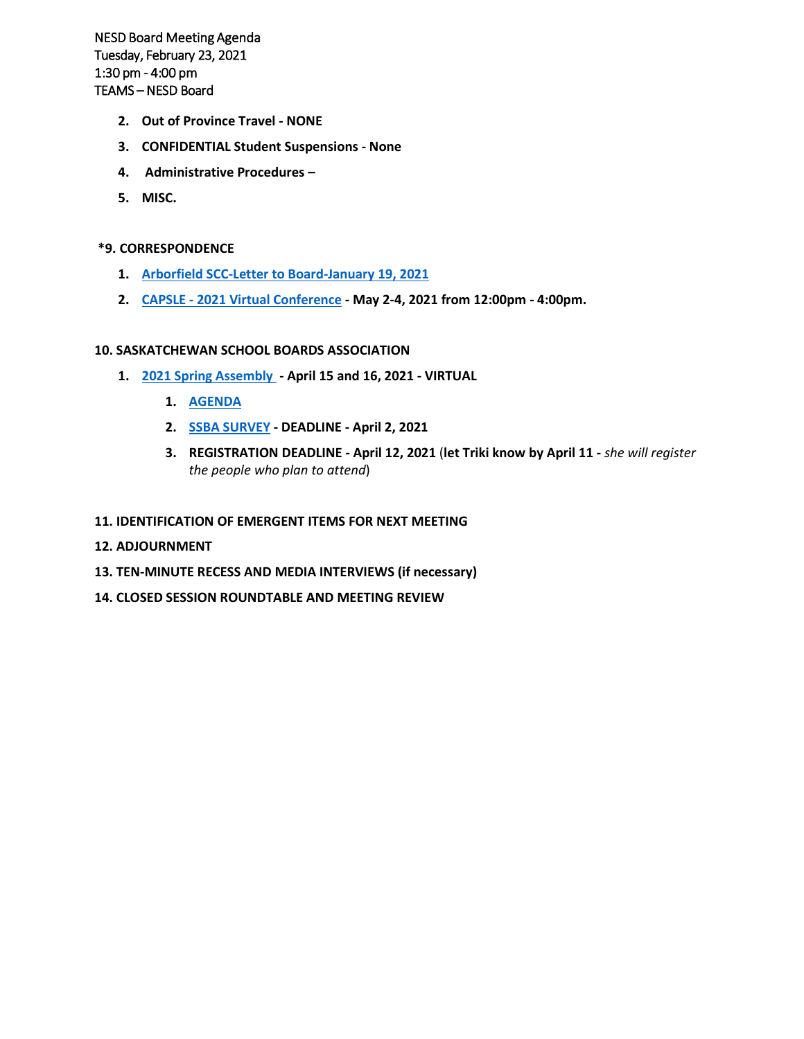NESD Board Meeting Agenda
Tuesday, February 23, 2021
1:30 pm - 4:00 pm
TEAMS – NESD Board

2. **Out of Province Travel - NONE**
3. **CONFIDENTIAL Student Suspensions - None**
4. **Administrative Procedures –**
5. **MISC.**

**\*9. CORRESPONDENCE**

1. **Arborfield SCC-Letter to Board-January 19, 2021**
2. **CAPSLE - 2021 Virtual Conference - May 2-4, 2021 from 12:00pm - 4:00pm.**

**10. SASKATCHEWAN SCHOOL BOARDS ASSOCIATION**

1. **2021 Spring Assembly - April 15 and 16, 2021 - VIRTUAL**
    1. **AGENDA**
    2. **SSBA SURVEY - DEADLINE - April 2, 2021**
    3. **REGISTRATION DEADLINE - April 12, 2021** (**let Triki know by April 11 -** *she will register the people who plan to attend*)

**11. IDENTIFICATION OF EMERGENT ITEMS FOR NEXT MEETING**

**12. ADJOURNMENT**

**13. TEN-MINUTE RECESS AND MEDIA INTERVIEWS (if necessary)**

**14. CLOSED SESSION ROUNDTABLE AND MEETING REVIEW**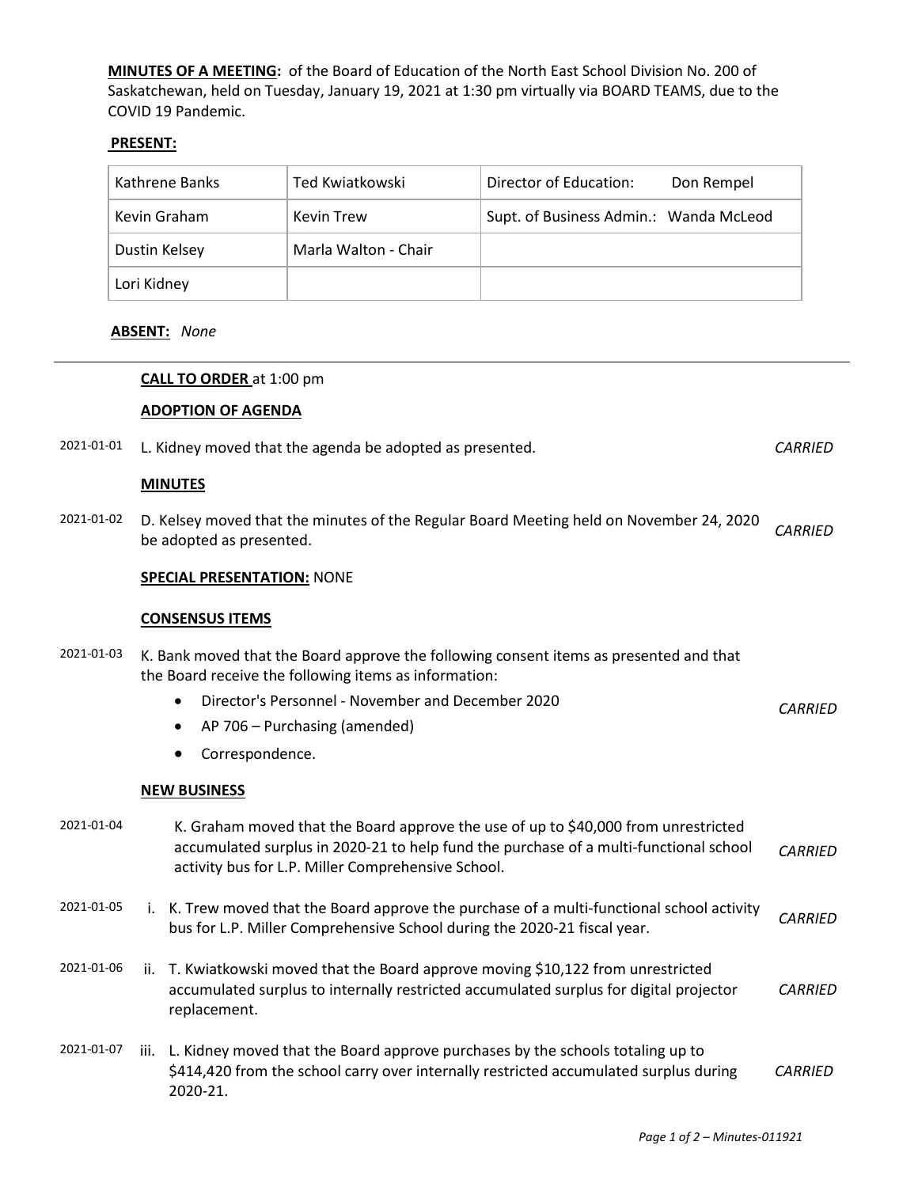**MINUTES OF A MEETING:** of the Board of Education of the North East School Division No. 200 of Saskatchewan, held on Tuesday, January 19, 2021 at 1:30 pm virtually via BOARD TEAMS, due to the COVID 19 Pandemic.

**PRESENT:**

| | | |
|---|---|---|
| Kathrene Banks | Ted Kwiatkowski | Director of Education: Don Rempel |
| Kevin Graham | Kevin Trew | Supt. of Business Admin.: Wanda McLeod |
| Dustin Kelsey | Marla Walton - Chair | |
| Lori Kidney | | |

**ABSENT:** *None*

---

**CALL TO ORDER** at 1:00 pm

**ADOPTION OF AGENDA**

2021-01-01 L. Kidney moved that the agenda be adopted as presented. *CARRIED*

**MINUTES**

2021-01-02 D. Kelsey moved that the minutes of the Regular Board Meeting held on November 24, 2020 be adopted as presented. *CARRIED*

**SPECIAL PRESENTATION:** NONE

**CONSENSUS ITEMS**

2021-01-03 K. Bank moved that the Board approve the following consent items as presented and that the Board receive the following items as information: *CARRIED*

- Director's Personnel - November and December 2020
- AP 706 – Purchasing (amended)
- Correspondence.

**NEW BUSINESS**

2021-01-04 K. Graham moved that the Board approve the use of up to $40,000 from unrestricted accumulated surplus in 2020-21 to help fund the purchase of a multi-functional school activity bus for L.P. Miller Comprehensive School. *CARRIED*

2021-01-05 i. K. Trew moved that the Board approve the purchase of a multi-functional school activity bus for L.P. Miller Comprehensive School during the 2020-21 fiscal year. *CARRIED*

2021-01-06 ii. T. Kwiatkowski moved that the Board approve moving $10,122 from unrestricted accumulated surplus to internally restricted accumulated surplus for digital projector replacement. *CARRIED*

2021-01-07 iii. L. Kidney moved that the Board approve purchases by the schools totaling up to $414,420 from the school carry over internally restricted accumulated surplus during 2020-21. *CARRIED*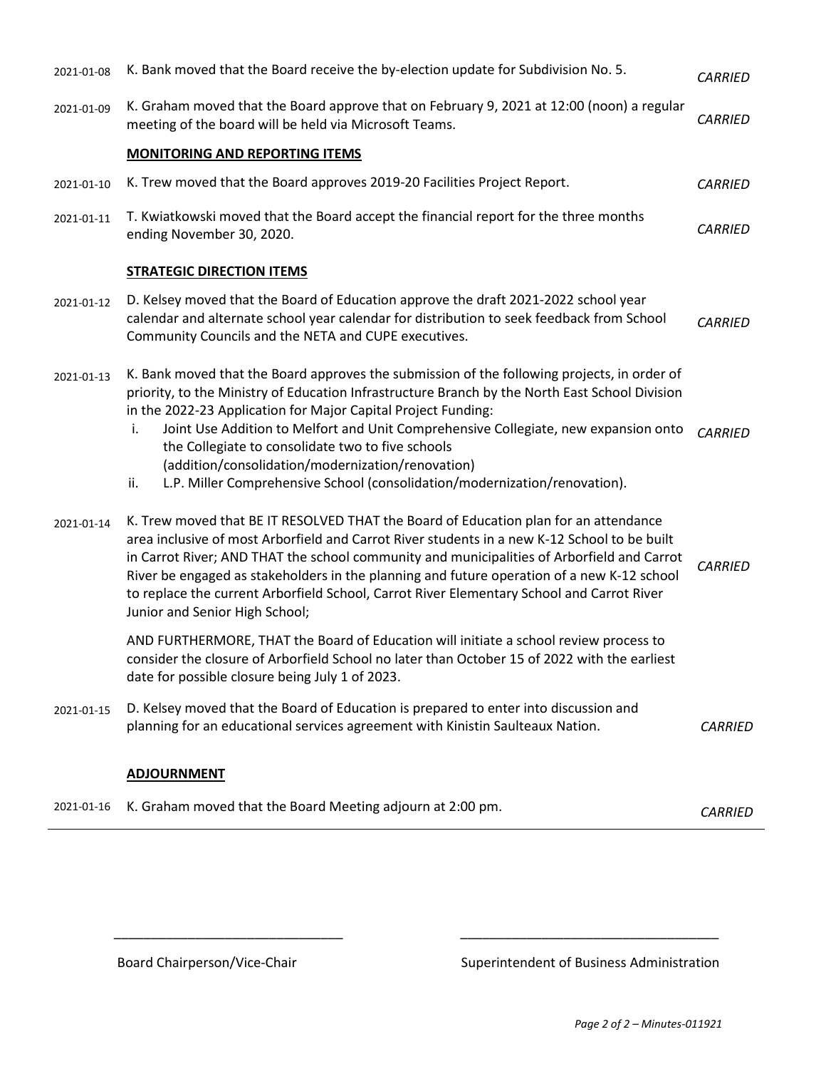| | | |
|---|---|---|
| 2021-01-08 | K. Bank moved that the Board receive the by-election update for Subdivision No. 5. | *CARRIED* |
| 2021-01-09 | K. Graham moved that the Board approve that on February 9, 2021 at 12:00 (noon) a regular meeting of the board will be held via Microsoft Teams. | *CARRIED* |

**MONITORING AND REPORTING ITEMS**

| | | |
|---|---|---|
| 2021-01-10 | K. Trew moved that the Board approves 2019-20 Facilities Project Report. | *CARRIED* |
| 2021-01-11 | T. Kwiatkowski moved that the Board accept the financial report for the three months ending November 30, 2020. | *CARRIED* |

**STRATEGIC DIRECTION ITEMS**

2021-01-12 D. Kelsey moved that the Board of Education approve the draft 2021-2022 school year calendar and alternate school year calendar for distribution to seek feedback from School Community Councils and the NETA and CUPE executives. *CARRIED*

2021-01-13 K. Bank moved that the Board approves the submission of the following projects, in order of priority, to the Ministry of Education Infrastructure Branch by the North East School Division in the 2022-23 Application for Major Capital Project Funding: *CARRIED*

i. Joint Use Addition to Melfort and Unit Comprehensive Collegiate, new expansion onto the Collegiate to consolidate two to five schools (addition/consolidation/modernization/renovation)
ii. L.P. Miller Comprehensive School (consolidation/modernization/renovation).

2021-01-14 K. Trew moved that BE IT RESOLVED THAT the Board of Education plan for an attendance area inclusive of most Arborfield and Carrot River students in a new K-12 School to be built in Carrot River; AND THAT the school community and municipalities of Arborfield and Carrot River be engaged as stakeholders in the planning and future operation of a new K-12 school to replace the current Arborfield School, Carrot River Elementary School and Carrot River Junior and Senior High School; *CARRIED*

AND FURTHERMORE, THAT the Board of Education will initiate a school review process to consider the closure of Arborfield School no later than October 15 of 2022 with the earliest date for possible closure being July 1 of 2023.

2021-01-15 D. Kelsey moved that the Board of Education is prepared to enter into discussion and planning for an educational services agreement with Kinistin Saulteaux Nation. *CARRIED*

**ADJOURNMENT**

2021-01-16 K. Graham moved that the Board Meeting adjourn at 2:00 pm. *CARRIED*

\_\_\_\_\_\_\_\_\_\_\_\_\_\_\_\_\_\_\_\_\_\_\_\_\_\_\_\_\_\_
Board Chairperson/Vice-Chair

\_\_\_\_\_\_\_\_\_\_\_\_\_\_\_\_\_\_\_\_\_\_\_\_\_\_\_\_\_\_
Superintendent of Business Administration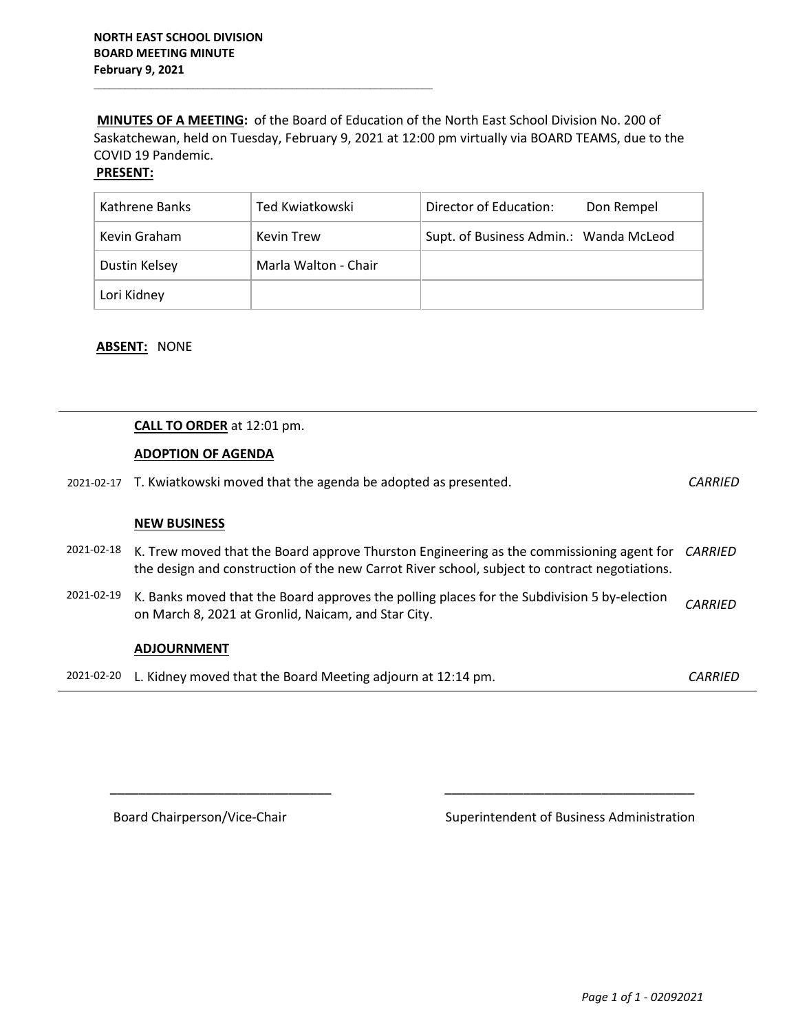**NORTH EAST SCHOOL DIVISION**
**BOARD MEETING MINUTE**
**February 9, 2021**

**MINUTES OF A MEETING:** of the Board of Education of the North East School Division No. 200 of Saskatchewan, held on Tuesday, February 9, 2021 at 12:00 pm virtually via BOARD TEAMS, due to the COVID 19 Pandemic.

**PRESENT:**

| Kathrene Banks | Ted Kwiatkowski | Director of Education: Don Rempel |
|---|---|---|
| Kevin Graham | Kevin Trew | Supt. of Business Admin.: Wanda McLeod |
| Dustin Kelsey | Marla Walton - Chair | |
| Lori Kidney | | |

**ABSENT:** NONE

**CALL TO ORDER** at 12:01 pm.

**ADOPTION OF AGENDA**

2021-02-17 T. Kwiatkowski moved that the agenda be adopted as presented. *CARRIED*

**NEW BUSINESS**

2021-02-18 K. Trew moved that the Board approve Thurston Engineering as the commissioning agent for the design and construction of the new Carrot River school, subject to contract negotiations. *CARRIED*

2021-02-19 K. Banks moved that the Board approves the polling places for the Subdivision 5 by-election on March 8, 2021 at Gronlid, Naicam, and Star City. *CARRIED*

**ADJOURNMENT**

2021-02-20 L. Kidney moved that the Board Meeting adjourn at 12:14 pm. *CARRIED*

\_\_\_\_\_\_\_\_\_\_\_\_\_\_\_\_\_\_\_\_\_\_\_\_\_\_\_\_\_\_

Board Chairperson/Vice-Chair

\_\_\_\_\_\_\_\_\_\_\_\_\_\_\_\_\_\_\_\_\_\_\_\_\_\_\_\_\_\_

Superintendent of Business Administration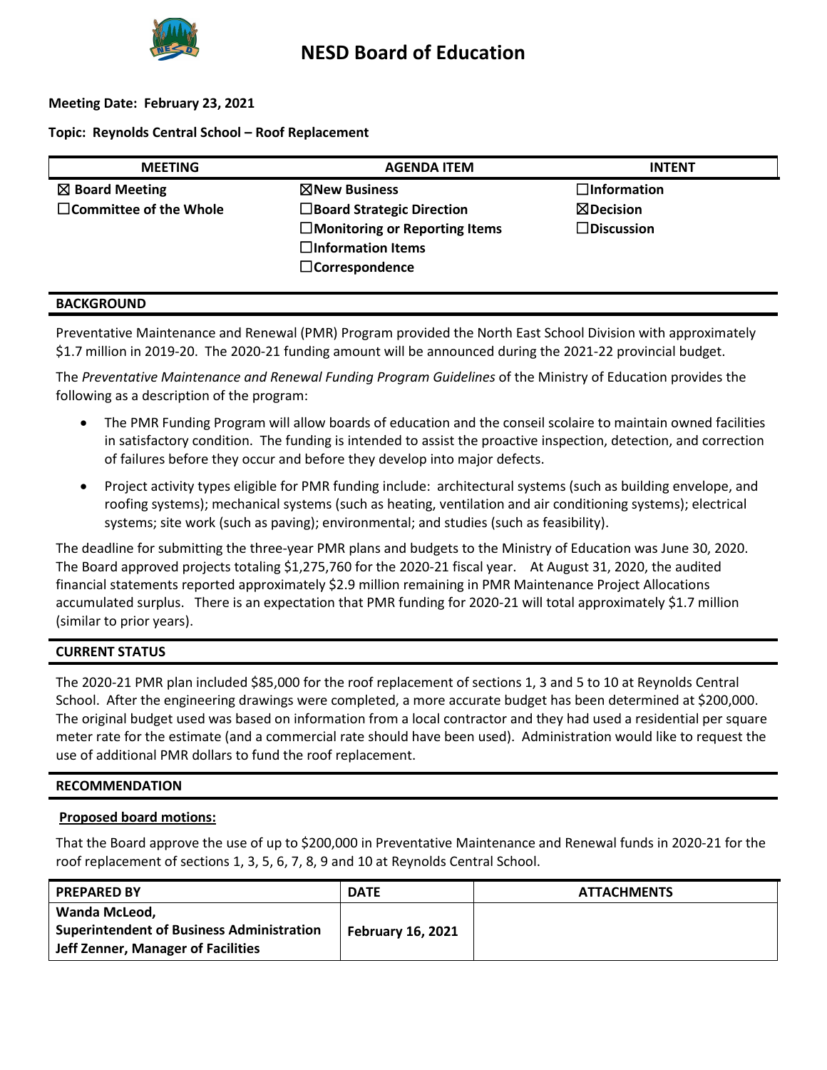# NESD Board of Education

**Meeting Date: February 23, 2021**

**Topic: Reynolds Central School – Roof Replacement**

| MEETING | AGENDA ITEM | INTENT |
|---|---|---|
| ☒ Board Meeting | ☒New Business | ☐Information |
| ☐Committee of the Whole | ☐Board Strategic Direction | ☒Decision |
| | ☐Monitoring or Reporting Items | ☐Discussion |
| | ☐Information Items | |
| | ☐Correspondence | |

## BACKGROUND

Preventative Maintenance and Renewal (PMR) Program provided the North East School Division with approximately $1.7 million in 2019-20. The 2020-21 funding amount will be announced during the 2021-22 provincial budget.

The *Preventative Maintenance and Renewal Funding Program Guidelines* of the Ministry of Education provides the following as a description of the program:

- The PMR Funding Program will allow boards of education and the conseil scolaire to maintain owned facilities in satisfactory condition. The funding is intended to assist the proactive inspection, detection, and correction of failures before they occur and before they develop into major defects.
- Project activity types eligible for PMR funding include: architectural systems (such as building envelope, and roofing systems); mechanical systems (such as heating, ventilation and air conditioning systems); electrical systems; site work (such as paving); environmental; and studies (such as feasibility).

The deadline for submitting the three-year PMR plans and budgets to the Ministry of Education was June 30, 2020. The Board approved projects totaling $1,275,760 for the 2020-21 fiscal year. At August 31, 2020, the audited financial statements reported approximately $2.9 million remaining in PMR Maintenance Project Allocations accumulated surplus. There is an expectation that PMR funding for 2020-21 will total approximately $1.7 million (similar to prior years).

## CURRENT STATUS

The 2020-21 PMR plan included $85,000 for the roof replacement of sections 1, 3 and 5 to 10 at Reynolds Central School. After the engineering drawings were completed, a more accurate budget has been determined at $200,000. The original budget used was based on information from a local contractor and they had used a residential per square meter rate for the estimate (and a commercial rate should have been used). Administration would like to request the use of additional PMR dollars to fund the roof replacement.

## RECOMMENDATION

**Proposed board motions:**

That the Board approve the use of up to $200,000 in Preventative Maintenance and Renewal funds in 2020-21 for the roof replacement of sections 1, 3, 5, 6, 7, 8, 9 and 10 at Reynolds Central School.

| PREPARED BY | DATE | ATTACHMENTS |
|---|---|---|
| **Wanda McLeod, Superintendent of Business Administration Jeff Zenner, Manager of Facilities** | **February 16, 2021** | |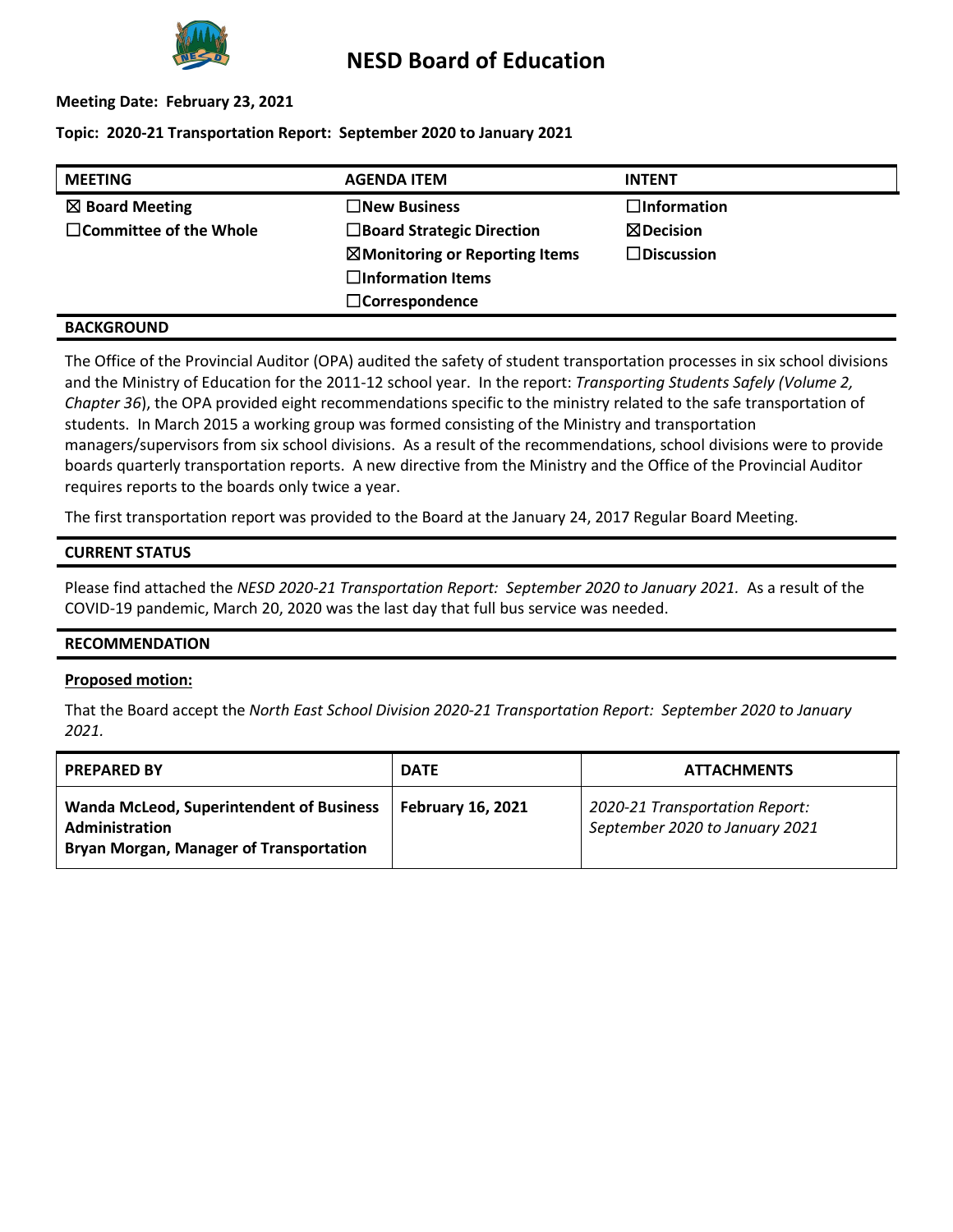# NESD Board of Education

**Meeting Date: February 23, 2021**

**Topic: 2020-21 Transportation Report: September 2020 to January 2021**

| MEETING | AGENDA ITEM | INTENT |
|---|---|---|
| ☒ **Board Meeting** | ☐**New Business** | ☐**Information** |
| ☐**Committee of the Whole** | ☐**Board Strategic Direction** | ☒**Decision** |
| | ☒**Monitoring or Reporting Items** | ☐**Discussion** |
| | ☐**Information Items** | |
| | ☐**Correspondence** | |

## BACKGROUND

The Office of the Provincial Auditor (OPA) audited the safety of student transportation processes in six school divisions and the Ministry of Education for the 2011-12 school year. In the report: *Transporting Students Safely (Volume 2, Chapter 36*), the OPA provided eight recommendations specific to the ministry related to the safe transportation of students. In March 2015 a working group was formed consisting of the Ministry and transportation managers/supervisors from six school divisions. As a result of the recommendations, school divisions were to provide boards quarterly transportation reports. A new directive from the Ministry and the Office of the Provincial Auditor requires reports to the boards only twice a year.

The first transportation report was provided to the Board at the January 24, 2017 Regular Board Meeting.

## CURRENT STATUS

Please find attached the *NESD 2020-21 Transportation Report: September 2020 to January 2021.* As a result of the COVID-19 pandemic, March 20, 2020 was the last day that full bus service was needed.

## RECOMMENDATION

**Proposed motion:**

That the Board accept the *North East School Division 2020-21 Transportation Report: September 2020 to January 2021.*

| PREPARED BY | DATE | ATTACHMENTS |
|---|---|---|
| **Wanda McLeod, Superintendent of Business Administration**<br>**Bryan Morgan, Manager of Transportation** | **February 16, 2021** | *2020-21 Transportation Report: September 2020 to January 2021* |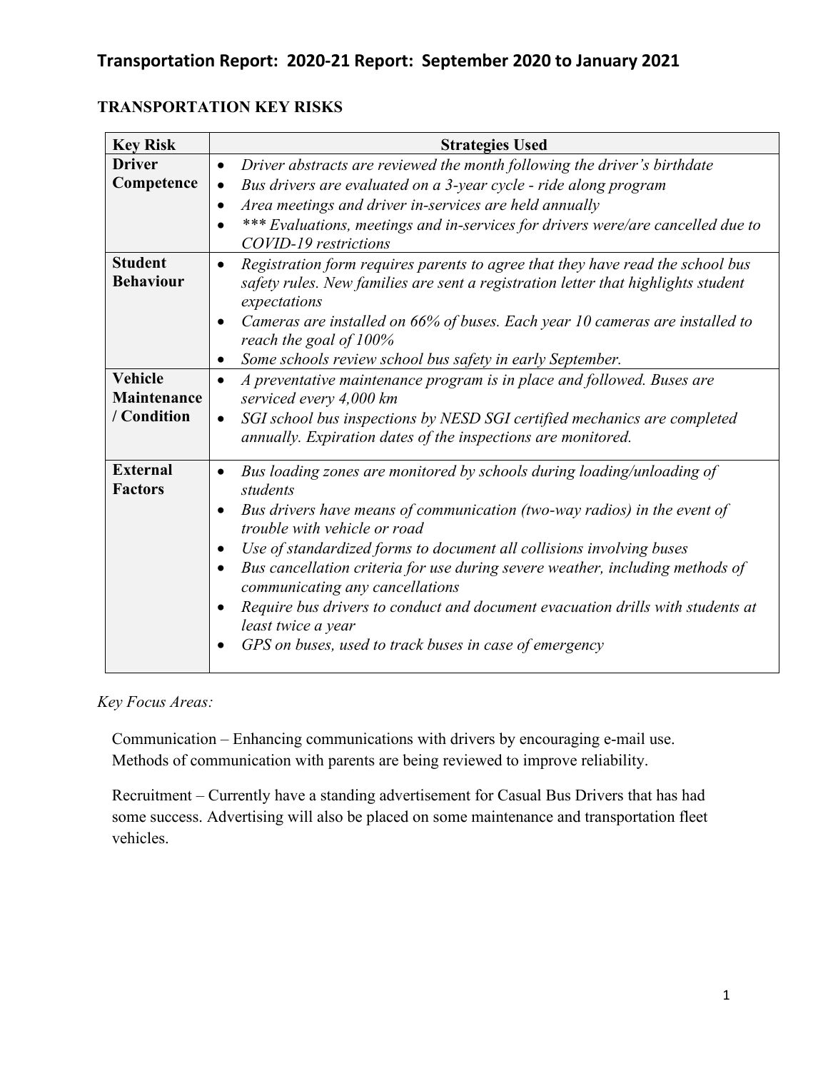# Transportation Report: 2020-21 Report: September 2020 to January 2021

## TRANSPORTATION KEY RISKS

| Key Risk | Strategies Used |
| --- | --- |
| **Driver Competence** | • *Driver abstracts are reviewed the month following the driver's birthdate*<br>• *Bus drivers are evaluated on a 3-year cycle - ride along program*<br>• *Area meetings and driver in-services are held annually*<br>• *\*\*\* Evaluations, meetings and in-services for drivers were/are cancelled due to COVID-19 restrictions* |
| **Student Behaviour** | • *Registration form requires parents to agree that they have read the school bus safety rules. New families are sent a registration letter that highlights student expectations*<br>• *Cameras are installed on 66% of buses. Each year 10 cameras are installed to reach the goal of 100%*<br>• *Some schools review school bus safety in early September.* |
| **Vehicle Maintenance / Condition** | • *A preventative maintenance program is in place and followed. Buses are serviced every 4,000 km*<br>• *SGI school bus inspections by NESD SGI certified mechanics are completed annually. Expiration dates of the inspections are monitored.* |
| **External Factors** | • *Bus loading zones are monitored by schools during loading/unloading of students*<br>• *Bus drivers have means of communication (two-way radios) in the event of trouble with vehicle or road*<br>• *Use of standardized forms to document all collisions involving buses*<br>• *Bus cancellation criteria for use during severe weather, including methods of communicating any cancellations*<br>• *Require bus drivers to conduct and document evacuation drills with students at least twice a year*<br>• *GPS on buses, used to track buses in case of emergency* |

*Key Focus Areas:*

Communication – Enhancing communications with drivers by encouraging e-mail use. Methods of communication with parents are being reviewed to improve reliability.

Recruitment – Currently have a standing advertisement for Casual Bus Drivers that has had some success. Advertising will also be placed on some maintenance and transportation fleet vehicles.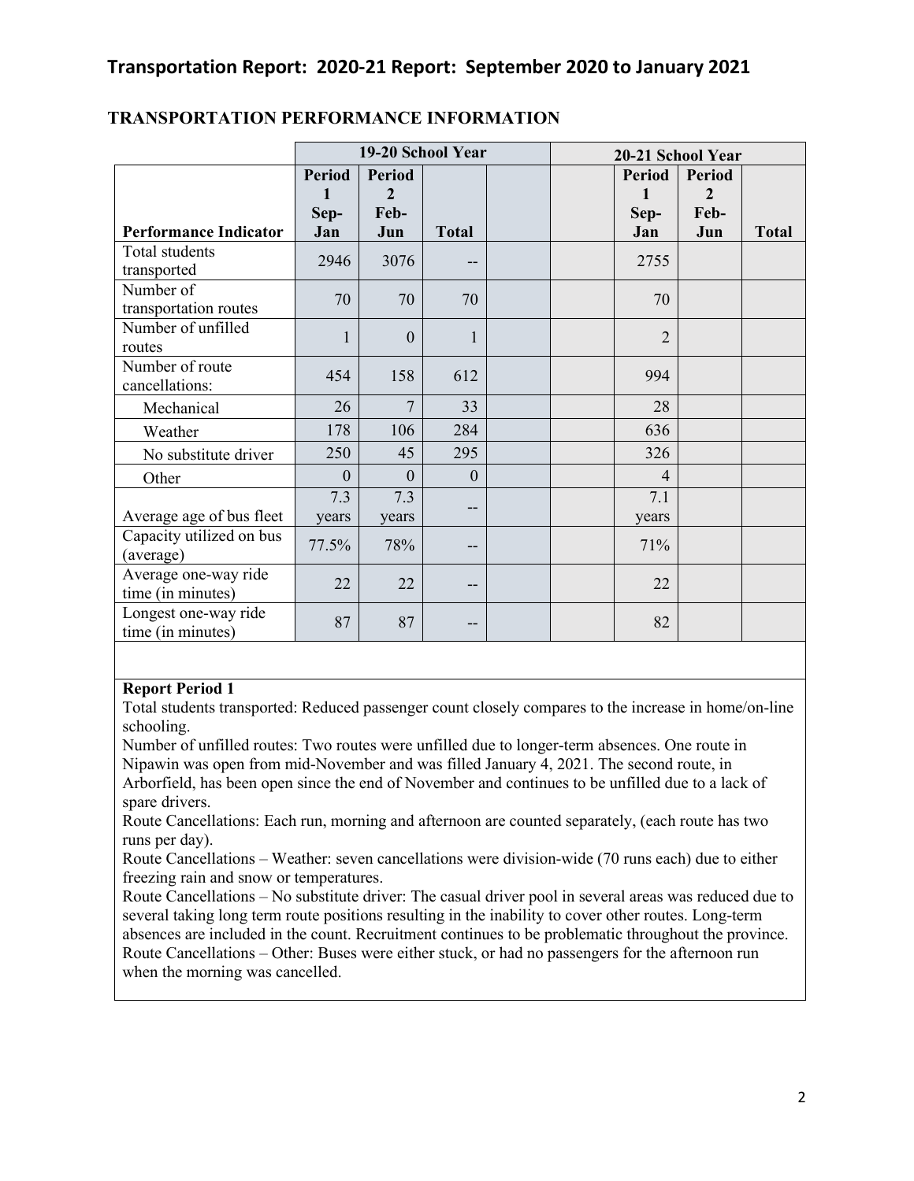# Transportation Report: 2020-21 Report: September 2020 to January 2021

## TRANSPORTATION PERFORMANCE INFORMATION

| | 19-20 School Year | | | | | 20-21 School Year | | |
|---|---|---|---|---|---|---|---|---|
| **Performance Indicator** | **Period 1 Sep-Jan** | **Period 2 Feb-Jun** | **Total** | | | **Period 1 Sep-Jan** | **Period 2 Feb-Jun** | **Total** |
| Total students transported | 2946 | 3076 | -- | | | 2755 | | |
| Number of transportation routes | 70 | 70 | 70 | | | 70 | | |
| Number of unfilled routes | 1 | 0 | 1 | | | 2 | | |
| Number of route cancellations: | 454 | 158 | 612 | | | 994 | | |
| Mechanical | 26 | 7 | 33 | | | 28 | | |
| Weather | 178 | 106 | 284 | | | 636 | | |
| No substitute driver | 250 | 45 | 295 | | | 326 | | |
| Other | 0 | 0 | 0 | | | 4 | | |
| Average age of bus fleet | 7.3 years | 7.3 years | -- | | | 7.1 years | | |
| Capacity utilized on bus (average) | 77.5% | 78% | -- | | | 71% | | |
| Average one-way ride time (in minutes) | 22 | 22 | -- | | | 22 | | |
| Longest one-way ride time (in minutes) | 87 | 87 | -- | | | 82 | | |

**Report Period 1**

Total students transported: Reduced passenger count closely compares to the increase in home/on-line schooling.

Number of unfilled routes: Two routes were unfilled due to longer-term absences. One route in Nipawin was open from mid-November and was filled January 4, 2021. The second route, in Arborfield, has been open since the end of November and continues to be unfilled due to a lack of spare drivers.

Route Cancellations: Each run, morning and afternoon are counted separately, (each route has two runs per day).

Route Cancellations – Weather: seven cancellations were division-wide (70 runs each) due to either freezing rain and snow or temperatures.

Route Cancellations – No substitute driver: The casual driver pool in several areas was reduced due to several taking long term route positions resulting in the inability to cover other routes. Long-term absences are included in the count. Recruitment continues to be problematic throughout the province.

Route Cancellations – Other: Buses were either stuck, or had no passengers for the afternoon run when the morning was cancelled.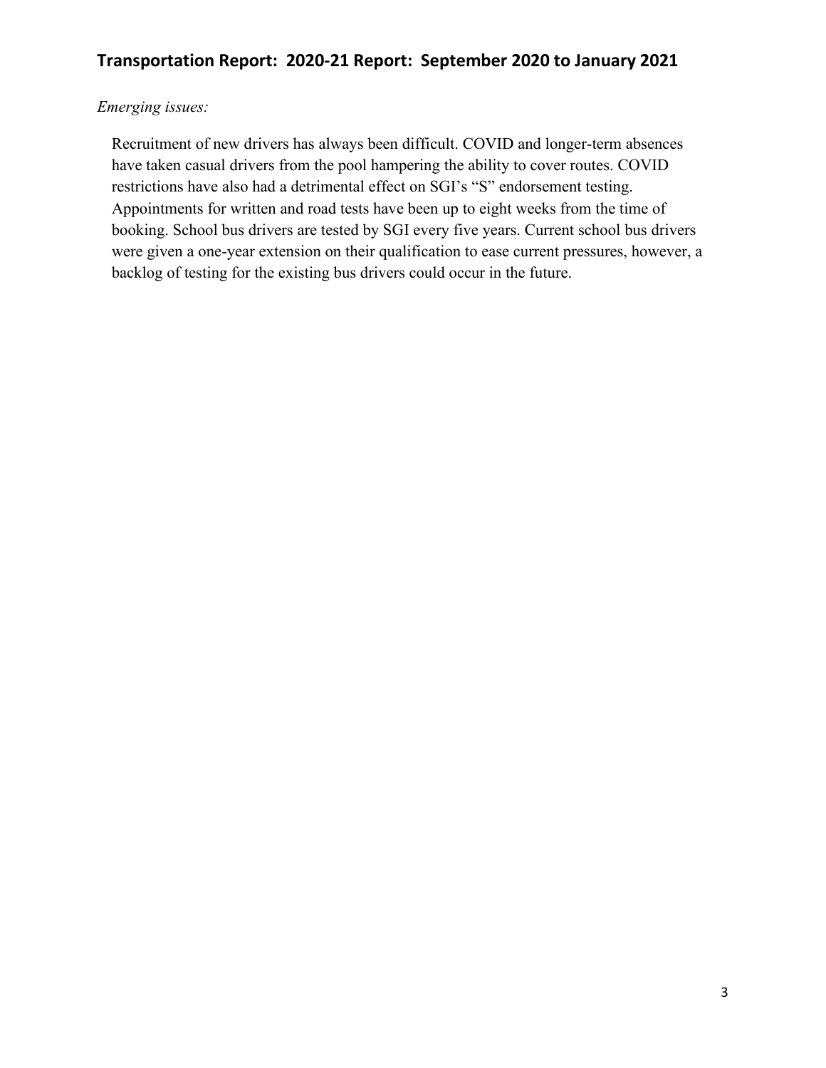## Transportation Report: 2020-21 Report: September 2020 to January 2021

*Emerging issues:*

Recruitment of new drivers has always been difficult. COVID and longer-term absences have taken casual drivers from the pool hampering the ability to cover routes. COVID restrictions have also had a detrimental effect on SGI's "S" endorsement testing. Appointments for written and road tests have been up to eight weeks from the time of booking. School bus drivers are tested by SGI every five years. Current school bus drivers were given a one-year extension on their qualification to ease current pressures, however, a backlog of testing for the existing bus drivers could occur in the future.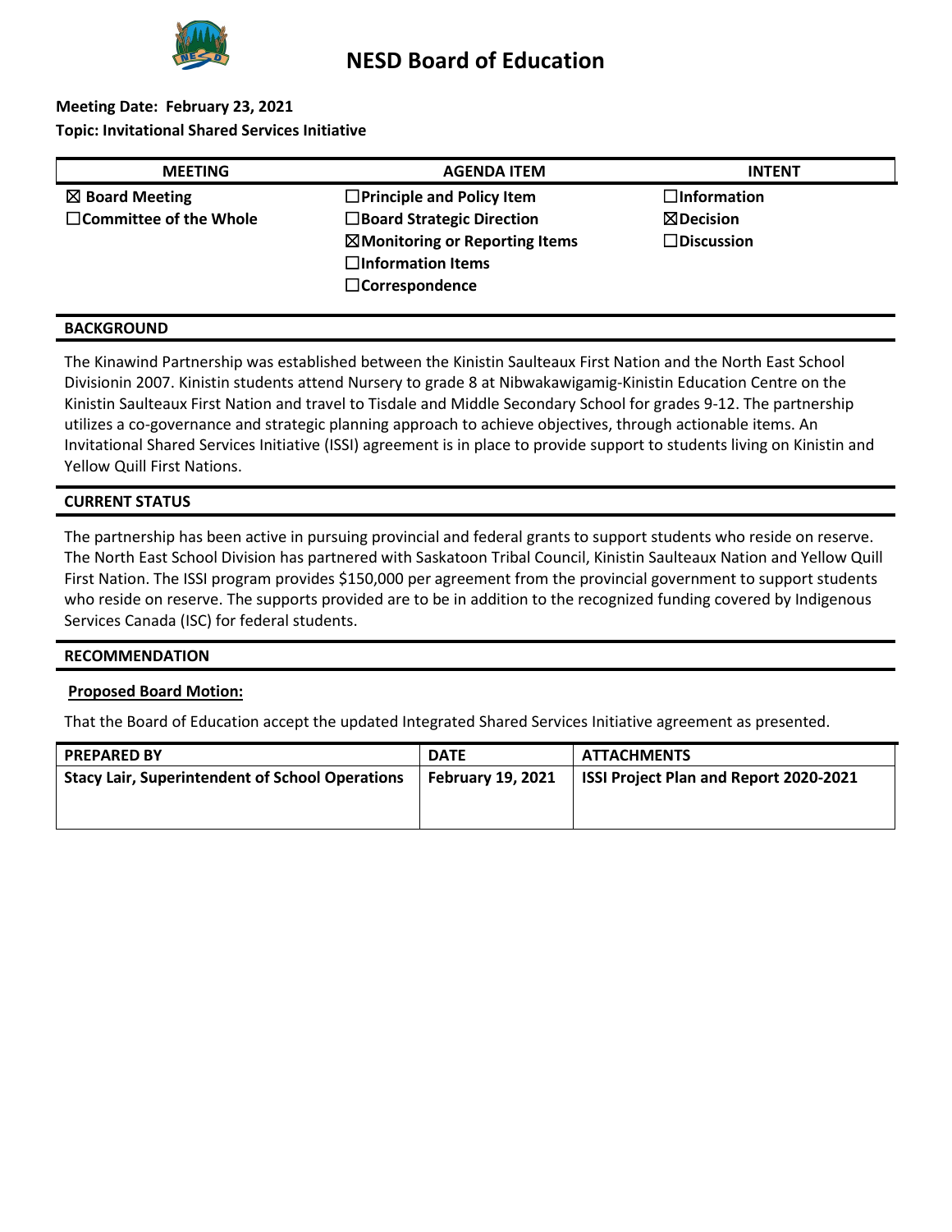# NESD Board of Education

**Meeting Date: February 23, 2021**
**Topic: Invitational Shared Services Initiative**

| MEETING | AGENDA ITEM | INTENT |
|---|---|---|
| ☒ Board Meeting | ☐Principle and Policy Item | ☐Information |
| ☐Committee of the Whole | ☐Board Strategic Direction | ☒Decision |
| | ☒Monitoring or Reporting Items | ☐Discussion |
| | ☐Information Items | |
| | ☐Correspondence | |

## BACKGROUND

The Kinawind Partnership was established between the Kinistin Saulteaux First Nation and the North East School Divisionin 2007. Kinistin students attend Nursery to grade 8 at Nibwakawigamig-Kinistin Education Centre on the Kinistin Saulteaux First Nation and travel to Tisdale and Middle Secondary School for grades 9-12. The partnership utilizes a co-governance and strategic planning approach to achieve objectives, through actionable items. An Invitational Shared Services Initiative (ISSI) agreement is in place to provide support to students living on Kinistin and Yellow Quill First Nations.

## CURRENT STATUS

The partnership has been active in pursuing provincial and federal grants to support students who reside on reserve. The North East School Division has partnered with Saskatoon Tribal Council, Kinistin Saulteaux Nation and Yellow Quill First Nation. The ISSI program provides $150,000 per agreement from the provincial government to support students who reside on reserve. The supports provided are to be in addition to the recognized funding covered by Indigenous Services Canada (ISC) for federal students.

## RECOMMENDATION

**Proposed Board Motion:**

That the Board of Education accept the updated Integrated Shared Services Initiative agreement as presented.

| PREPARED BY | DATE | ATTACHMENTS |
|---|---|---|
| Stacy Lair, Superintendent of School Operations | February 19, 2021 | ISSI Project Plan and Report 2020-2021 |